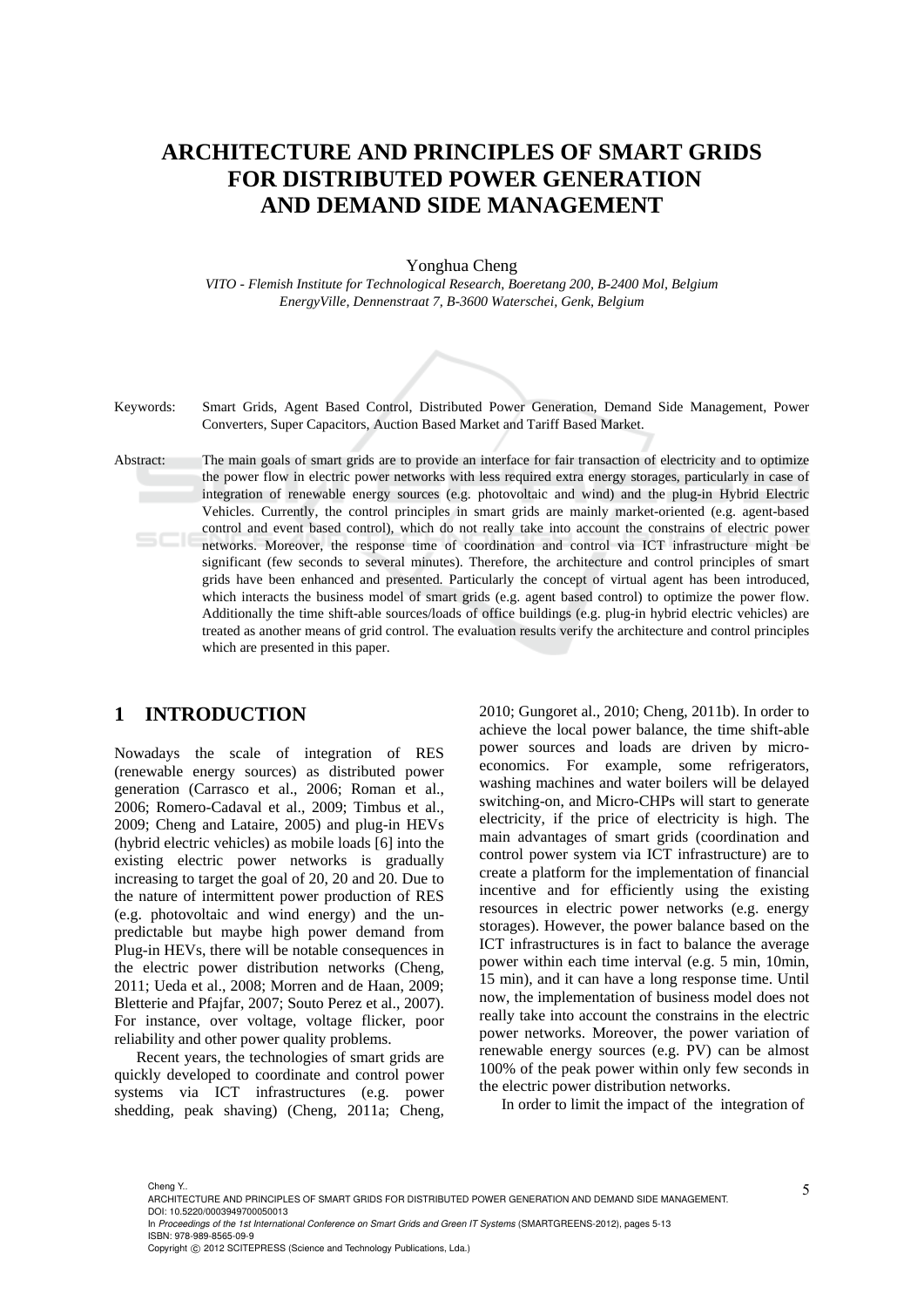# ARCHITECTURE AND PRINCIPLES OF SMART GRIDS FOR DISTRIBUTED POWER GENERATION AND DEMAND SIDE MANAGEMENT

Yonghua Cheng

*VITO - Flemish Institute for Technological Research, Boeretang 200, B-2400 Mol, Belgium*
*EnergyVille, Dennenstraat 7, B-3600 Waterschei, Genk, Belgium*

Keywords: Smart Grids, Agent Based Control, Distributed Power Generation, Demand Side Management, Power Converters, Super Capacitors, Auction Based Market and Tariff Based Market.

Abstract: The main goals of smart grids are to provide an interface for fair transaction of electricity and to optimize the power flow in electric power networks with less required extra energy storages, particularly in case of integration of renewable energy sources (e.g. photovoltaic and wind) and the plug-in Hybrid Electric Vehicles. Currently, the control principles in smart grids are mainly market-oriented (e.g. agent-based control and event based control), which do not really take into account the constrains of electric power networks. Moreover, the response time of coordination and control via ICT infrastructure might be significant (few seconds to several minutes). Therefore, the architecture and control principles of smart grids have been enhanced and presented. Particularly the concept of virtual agent has been introduced, which interacts the business model of smart grids (e.g. agent based control) to optimize the power flow. Additionally the time shift-able sources/loads of office buildings (e.g. plug-in hybrid electric vehicles) are treated as another means of grid control. The evaluation results verify the architecture and control principles which are presented in this paper.

## 1 INTRODUCTION

Nowadays the scale of integration of RES (renewable energy sources) as distributed power generation (Carrasco et al., 2006; Roman et al., 2006; Romero-Cadaval et al., 2009; Timbus et al., 2009; Cheng and Lataire, 2005) and plug-in HEVs (hybrid electric vehicles) as mobile loads [6] into the existing electric power networks is gradually increasing to target the goal of 20, 20 and 20. Due to the nature of intermittent power production of RES (e.g. photovoltaic and wind energy) and the un-predictable but maybe high power demand from Plug-in HEVs, there will be notable consequences in the electric power distribution networks (Cheng, 2011; Ueda et al., 2008; Morren and de Haan, 2009; Bletterie and Pfajfar, 2007; Souto Perez et al., 2007). For instance, over voltage, voltage flicker, poor reliability and other power quality problems.

Recent years, the technologies of smart grids are quickly developed to coordinate and control power systems via ICT infrastructures (e.g. power shedding, peak shaving) (Cheng, 2011a; Cheng, 2010; Gungoret al., 2010; Cheng, 2011b). In order to achieve the local power balance, the time shift-able power sources and loads are driven by micro-economics. For example, some refrigerators, washing machines and water boilers will be delayed switching-on, and Micro-CHPs will start to generate electricity, if the price of electricity is high. The main advantages of smart grids (coordination and control power system via ICT infrastructure) are to create a platform for the implementation of financial incentive and for efficiently using the existing resources in electric power networks (e.g. energy storages). However, the power balance based on the ICT infrastructures is in fact to balance the average power within each time interval (e.g. 5 min, 10min, 15 min), and it can have a long response time. Until now, the implementation of business model does not really take into account the constrains in the electric power networks. Moreover, the power variation of renewable energy sources (e.g. PV) can be almost 100% of the peak power within only few seconds in the electric power distribution networks.

In order to limit the impact of the integration of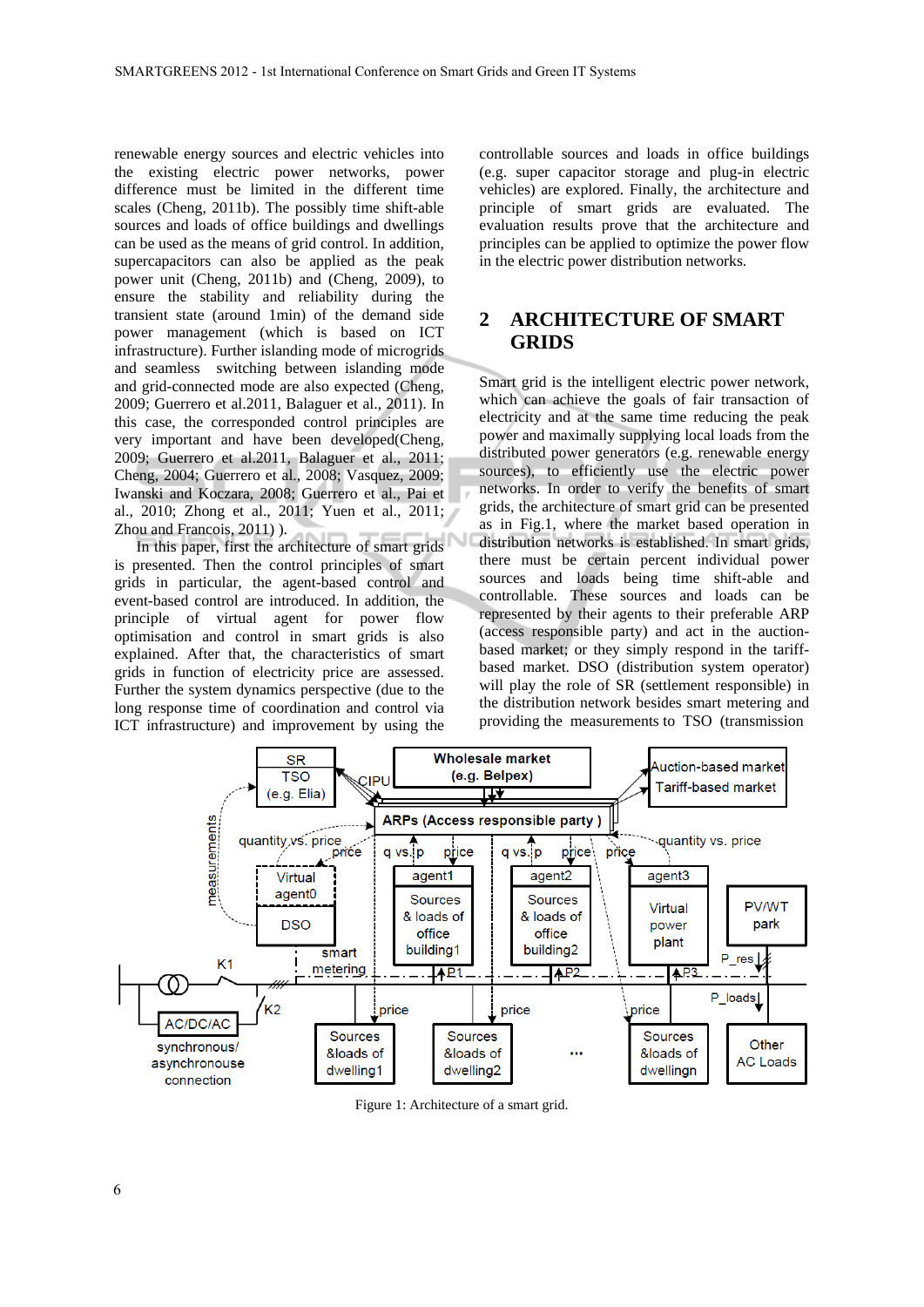renewable energy sources and electric vehicles into the existing electric power networks, power difference must be limited in the different time scales (Cheng, 2011b). The possibly time shift-able sources and loads of office buildings and dwellings can be used as the means of grid control. In addition, supercapacitors can also be applied as the peak power unit (Cheng, 2011b) and (Cheng, 2009), to ensure the stability and reliability during the transient state (around 1min) of the demand side power management (which is based on ICT infrastructure). Further islanding mode of microgrids and seamless switching between islanding mode and grid-connected mode are also expected (Cheng, 2009; Guerrero et al.2011, Balaguer et al., 2011). In this case, the corresponded control principles are very important and have been developed(Cheng, 2009; Guerrero et al.2011, Balaguer et al., 2011; Cheng, 2004; Guerrero et al., 2008; Vasquez, 2009; Iwanski and Koczara, 2008; Guerrero et al., Pai et al., 2010; Zhong et al., 2011; Yuen et al., 2011; Zhou and Francois, 2011) ).

In this paper, first the architecture of smart grids is presented. Then the control principles of smart grids in particular, the agent-based control and event-based control are introduced. In addition, the principle of virtual agent for power flow optimisation and control in smart grids is also explained. After that, the characteristics of smart grids in function of electricity price are assessed. Further the system dynamics perspective (due to the long response time of coordination and control via ICT infrastructure) and improvement by using the controllable sources and loads in office buildings (e.g. super capacitor storage and plug-in electric vehicles) are explored. Finally, the architecture and principle of smart grids are evaluated. The evaluation results prove that the architecture and principles can be applied to optimize the power flow in the electric power distribution networks.

## 2 ARCHITECTURE OF SMART GRIDS

Smart grid is the intelligent electric power network, which can achieve the goals of fair transaction of electricity and at the same time reducing the peak power and maximally supplying local loads from the distributed power generators (e.g. renewable energy sources), to efficiently use the electric power networks. In order to verify the benefits of smart grids, the architecture of smart grid can be presented as in Fig.1, where the market based operation in distribution networks is established. In smart grids, there must be certain percent individual power sources and loads being time shift-able and controllable. These sources and loads can be represented by their agents to their preferable ARP (access responsible party) and act in the auction-based market; or they simply respond in the tariff-based market. DSO (distribution system operator) will play the role of SR (settlement responsible) in the distribution network besides smart metering and providing the measurements to TSO (transmission

Figure 1: Architecture of a smart grid.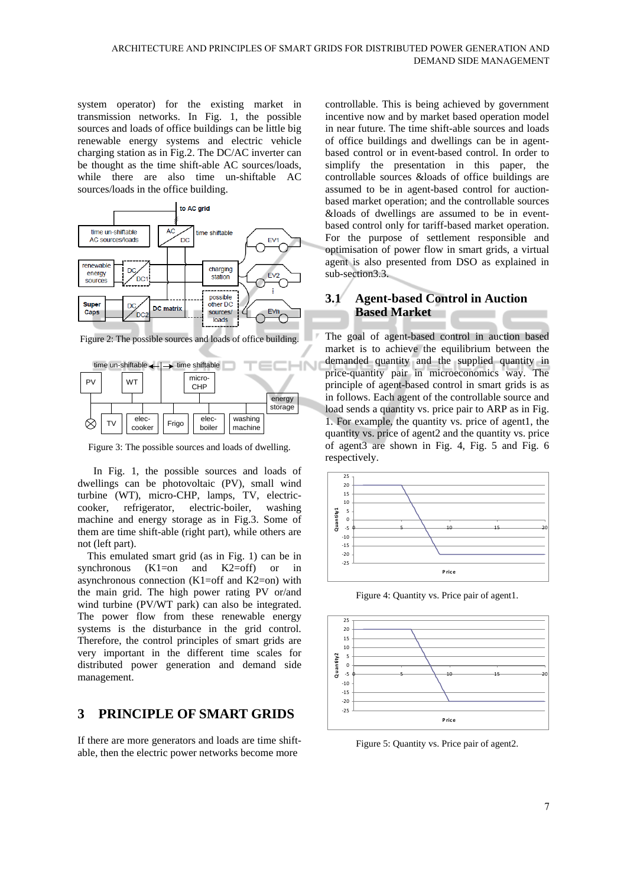system operator) for the existing market in transmission networks. In Fig. 1, the possible sources and loads of office buildings can be little big renewable energy systems and electric vehicle charging station as in Fig.2. The DC/AC inverter can be thought as the time shift-able AC sources/loads, while there are also time un-shiftable AC sources/loads in the office building.

Figure 2: The possible sources and loads of office building.

Figure 3: The possible sources and loads of dwelling.

In Fig. 1, the possible sources and loads of dwellings can be photovoltaic (PV), small wind turbine (WT), micro-CHP, lamps, TV, electric-cooker, refrigerator, electric-boiler, washing machine and energy storage as in Fig.3. Some of them are time shift-able (right part), while others are not (left part).

This emulated smart grid (as in Fig. 1) can be in synchronous (K1=on and K2=off) or in asynchronous connection (K1=off and K2=on) with the main grid. The high power rating PV or/and wind turbine (PV/WT park) can also be integrated. The power flow from these renewable energy systems is the disturbance in the grid control. Therefore, the control principles of smart grids are very important in the different time scales for distributed power generation and demand side management.

## 3 PRINCIPLE OF SMART GRIDS

If there are more generators and loads are time shift-able, then the electric power networks become more controllable. This is being achieved by government incentive now and by market based operation model in near future. The time shift-able sources and loads of office buildings and dwellings can be in agent-based control or in event-based control. In order to simplify the presentation in this paper, the controllable sources &loads of office buildings are assumed to be in agent-based control for auction-based market operation; and the controllable sources &loads of dwellings are assumed to be in event-based control only for tariff-based market operation. For the purpose of settlement responsible and optimisation of power flow in smart grids, a virtual agent is also presented from DSO as explained in sub-section3.3.

### 3.1 Agent-based Control in Auction Based Market

The goal of agent-based control in auction based market is to achieve the equilibrium between the demanded quantity and the supplied quantity in price-quantity pair in microeconomics way. The principle of agent-based control in smart grids is as in follows. Each agent of the controllable source and load sends a quantity vs. price pair to ARP as in Fig. 1. For example, the quantity vs. price of agent1, the quantity vs. price of agent2 and the quantity vs. price of agent3 are shown in Fig. 4, Fig. 5 and Fig. 6 respectively.

Figure 4: Quantity vs. Price pair of agent1.

Figure 5: Quantity vs. Price pair of agent2.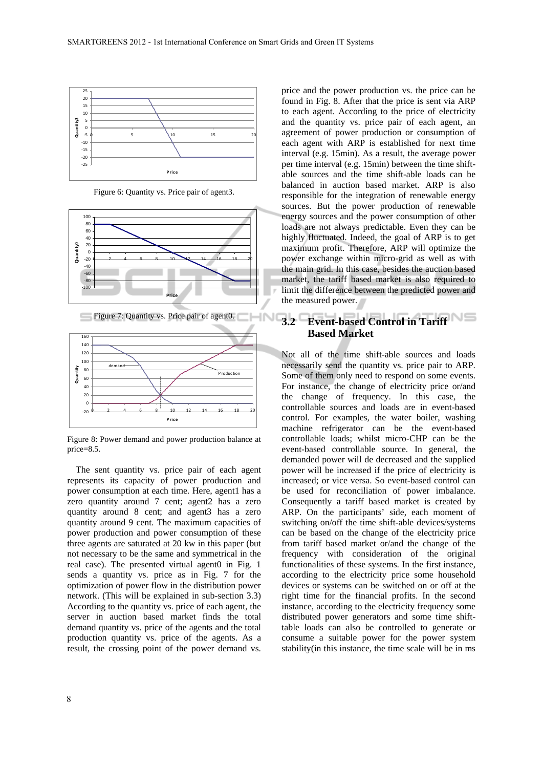Figure 6: Quantity vs. Price pair of agent3.

Figure 7: Quantity vs. Price pair of agent0.

Figure 8: Power demand and power production balance at price=8.5.

The sent quantity vs. price pair of each agent represents its capacity of power production and power consumption at each time. Here, agent1 has a zero quantity around 7 cent; agent2 has a zero quantity around 8 cent; and agent3 has a zero quantity around 9 cent. The maximum capacities of power production and power consumption of these three agents are saturated at 20 kw in this paper (but not necessary to be the same and symmetrical in the real case). The presented virtual agent0 in Fig. 1 sends a quantity vs. price as in Fig. 7 for the optimization of power flow in the distribution power network. (This will be explained in sub-section 3.3) According to the quantity vs. price of each agent, the server in auction based market finds the total demand quantity vs. price of the agents and the total production quantity vs. price of the agents. As a result, the crossing point of the power demand vs. price and the power production vs. the price can be found in Fig. 8. After that the price is sent via ARP to each agent. According to the price of electricity and the quantity vs. price pair of each agent, an agreement of power production or consumption of each agent with ARP is established for next time interval (e.g. 15min). As a result, the average power per time interval (e.g. 15min) between the time shift-able sources and the time shift-able loads can be balanced in auction based market. ARP is also responsible for the integration of renewable energy sources. But the power production of renewable energy sources and the power consumption of other loads are not always predictable. Even they can be highly fluctuated. Indeed, the goal of ARP is to get maximum profit. Therefore, ARP will optimize the power exchange within micro-grid as well as with the main grid. In this case, besides the auction based market, the tariff based market is also required to limit the difference between the predicted power and the measured power.

## 3.2 Event-based Control in Tariff Based Market

Not all of the time shift-able sources and loads necessarily send the quantity vs. price pair to ARP. Some of them only need to respond on some events. For instance, the change of electricity price or/and the change of frequency. In this case, the controllable sources and loads are in event-based control. For examples, the water boiler, washing machine refrigerator can be the event-based controllable loads; whilst micro-CHP can be the event-based controllable source. In general, the demanded power will de decreased and the supplied power will be increased if the price of electricity is increased; or vice versa. So event-based control can be used for reconciliation of power imbalance. Consequently a tariff based market is created by ARP. On the participants' side, each moment of switching on/off the time shift-able devices/systems can be based on the change of the electricity price from tariff based market or/and the change of the frequency with consideration of the original functionalities of these systems. In the first instance, according to the electricity price some household devices or systems can be switched on or off at the right time for the financial profits. In the second instance, according to the electricity frequency some distributed power generators and some shift-table loads can also be controlled to generate or consume a suitable power for the power system stability(in this instance, the time scale will be in ms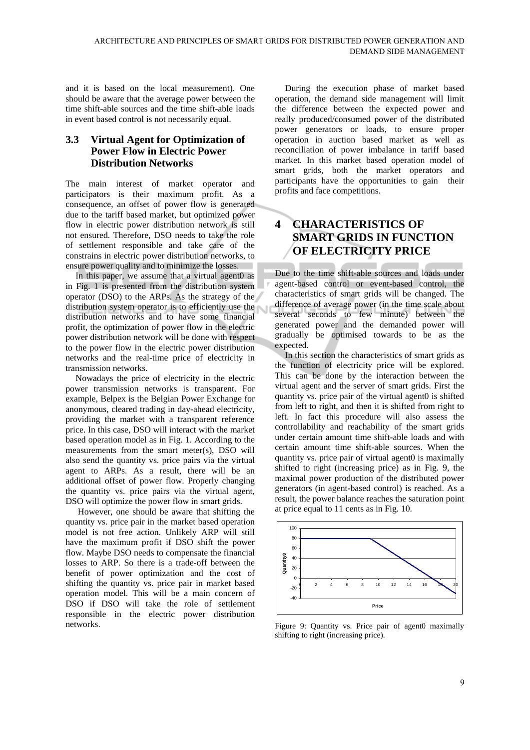and it is based on the local measurement). One should be aware that the average power between the time shift-able sources and the time shift-able loads in event based control is not necessarily equal.

### 3.3 Virtual Agent for Optimization of Power Flow in Electric Power Distribution Networks

The main interest of market operator and participators is their maximum profit. As a consequence, an offset of power flow is generated due to the tariff based market, but optimized power flow in electric power distribution network is still not ensured. Therefore, DSO needs to take the role of settlement responsible and take care of the constrains in electric power distribution networks, to ensure power quality and to minimize the losses.

In this paper, we assume that a virtual agent0 as in Fig. 1 is presented from the distribution system operator (DSO) to the ARPs. As the strategy of the distribution system operator is to efficiently use the distribution networks and to have some financial profit, the optimization of power flow in the electric power distribution network will be done with respect to the power flow in the electric power distribution networks and the real-time price of electricity in transmission networks.

Nowadays the price of electricity in the electric power transmission networks is transparent. For example, Belpex is the Belgian Power Exchange for anonymous, cleared trading in day-ahead electricity, providing the market with a transparent reference price. In this case, DSO will interact with the market based operation model as in Fig. 1. According to the measurements from the smart meter(s), DSO will also send the quantity vs. price pairs via the virtual agent to ARPs. As a result, there will be an additional offset of power flow. Properly changing the quantity vs. price pairs via the virtual agent, DSO will optimize the power flow in smart grids.

However, one should be aware that shifting the quantity vs. price pair in the market based operation model is not free action. Unlikely ARP will still have the maximum profit if DSO shift the power flow. Maybe DSO needs to compensate the financial losses to ARP. So there is a trade-off between the benefit of power optimization and the cost of shifting the quantity vs. price pair in market based operation model. This will be a main concern of DSO if DSO will take the role of settlement responsible in the electric power distribution networks.

During the execution phase of market based operation, the demand side management will limit the difference between the expected power and really produced/consumed power of the distributed power generators or loads, to ensure proper operation in auction based market as well as reconciliation of power imbalance in tariff based market. In this market based operation model of smart grids, both the market operators and participants have the opportunities to gain their profits and face competitions.

## 4 CHARACTERISTICS OF SMART GRIDS IN FUNCTION OF ELECTRICITY PRICE

Due to the time shift-able sources and loads under agent-based control or event-based control, the characteristics of smart grids will be changed. The difference of average power (in the time scale about several seconds to few minute) between the generated power and the demanded power will gradually be optimised towards to be as the expected.

In this section the characteristics of smart grids as the function of electricity price will be explored. This can be done by the interaction between the virtual agent and the server of smart grids. First the quantity vs. price pair of the virtual agent0 is shifted from left to right, and then it is shifted from right to left. In fact this procedure will also assess the controllability and reachability of the smart grids under certain amount time shift-able loads and with certain amount time shift-able sources. When the quantity vs. price pair of virtual agent0 is maximally shifted to right (increasing price) as in Fig. 9, the maximal power production of the distributed power generators (in agent-based control) is reached. As a result, the power balance reaches the saturation point at price equal to 11 cents as in Fig. 10.

Figure 9: Quantity vs. Price pair of agent0 maximally shifting to right (increasing price).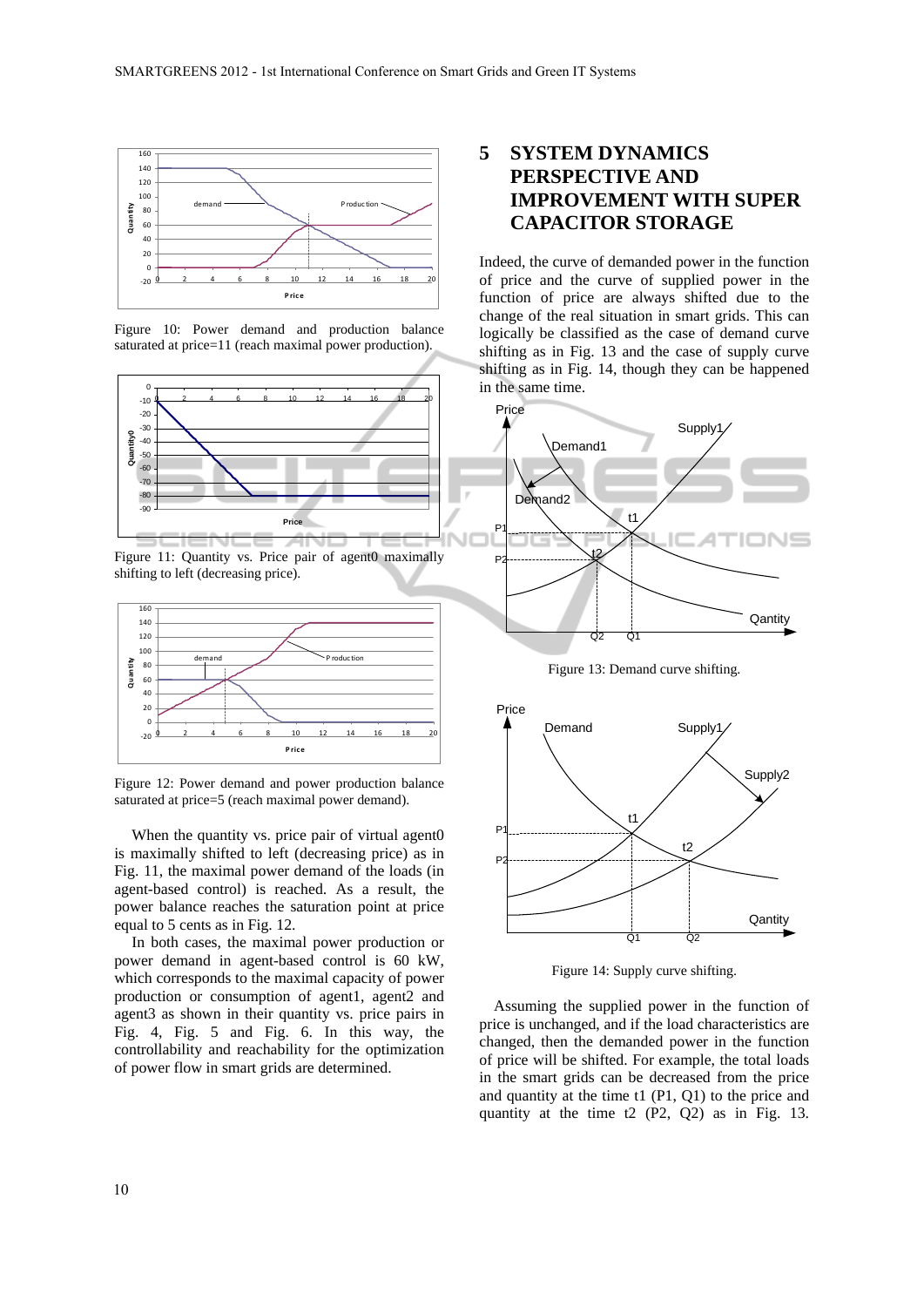Figure 10: Power demand and production balance saturated at price=11 (reach maximal power production).

Figure 11: Quantity vs. Price pair of agent0 maximally shifting to left (decreasing price).

Figure 12: Power demand and power production balance saturated at price=5 (reach maximal power demand).

When the quantity vs. price pair of virtual agent0 is maximally shifted to left (decreasing price) as in Fig. 11, the maximal power demand of the loads (in agent-based control) is reached. As a result, the power balance reaches the saturation point at price equal to 5 cents as in Fig. 12.

In both cases, the maximal power production or power demand in agent-based control is 60 kW, which corresponds to the maximal capacity of power production or consumption of agent1, agent2 and agent3 as shown in their quantity vs. price pairs in Fig. 4, Fig. 5 and Fig. 6. In this way, the controllability and reachability for the optimization of power flow in smart grids are determined.

## 5 SYSTEM DYNAMICS PERSPECTIVE AND IMPROVEMENT WITH SUPER CAPACITOR STORAGE

Indeed, the curve of demanded power in the function of price and the curve of supplied power in the function of price are always shifted due to the change of the real situation in smart grids. This can logically be classified as the case of demand curve shifting as in Fig. 13 and the case of supply curve shifting as in Fig. 14, though they can be happened in the same time.

Figure 13: Demand curve shifting.

Figure 14: Supply curve shifting.

Assuming the supplied power in the function of price is unchanged, and if the load characteristics are changed, then the demanded power in the function of price will be shifted. For example, the total loads in the smart grids can be decreased from the price and quantity at the time t1 (P1, Q1) to the price and quantity at the time t2 (P2, Q2) as in Fig. 13.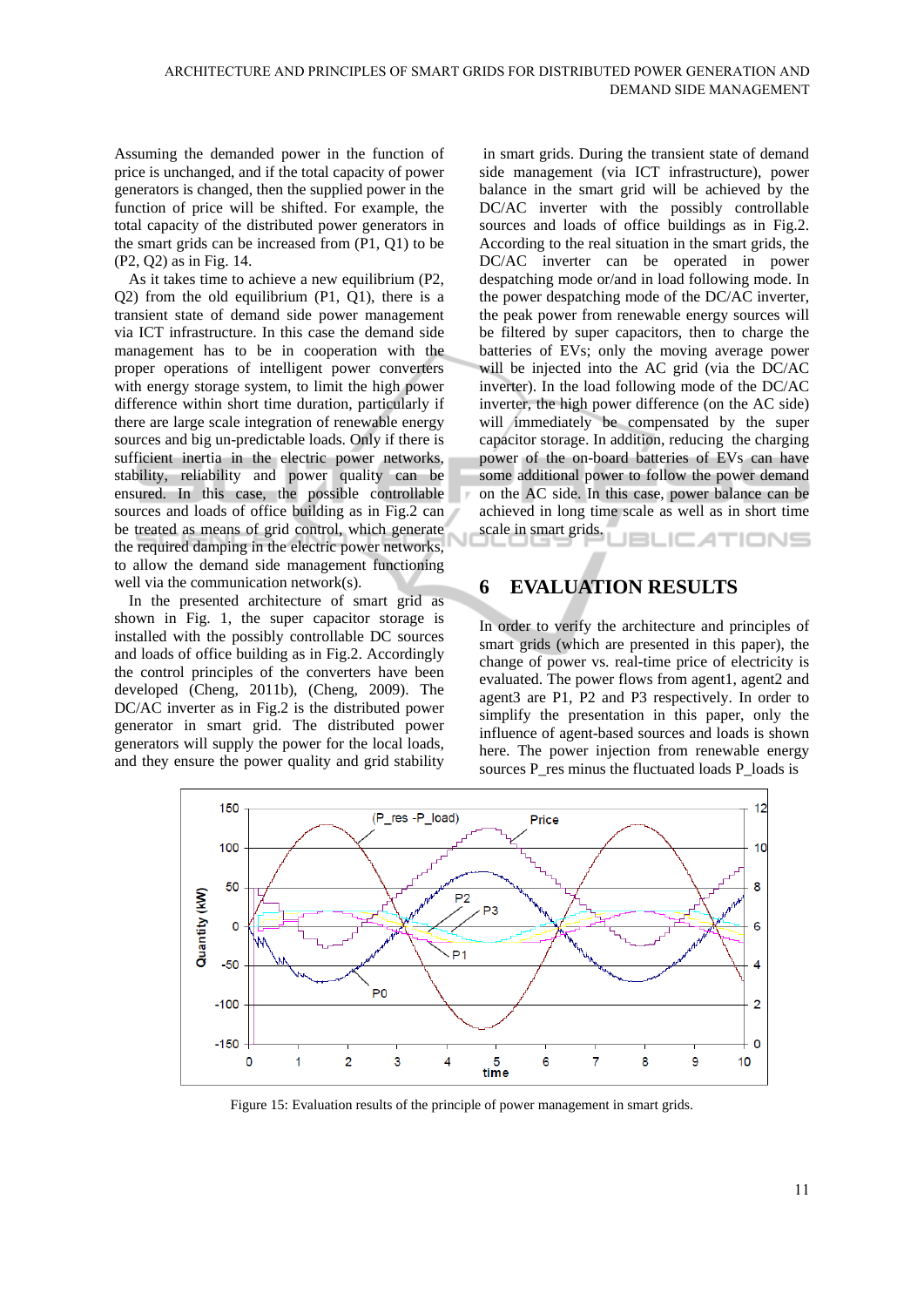Assuming the demanded power in the function of price is unchanged, and if the total capacity of power generators is changed, then the supplied power in the function of price will be shifted. For example, the total capacity of the distributed power generators in the smart grids can be increased from (P1, Q1) to be (P2, Q2) as in Fig. 14.

As it takes time to achieve a new equilibrium (P2, Q2) from the old equilibrium (P1, Q1), there is a transient state of demand side power management via ICT infrastructure. In this case the demand side management has to be in cooperation with the proper operations of intelligent power converters with energy storage system, to limit the high power difference within short time duration, particularly if there are large scale integration of renewable energy sources and big un-predictable loads. Only if there is sufficient inertia in the electric power networks, stability, reliability and power quality can be ensured. In this case, the possible controllable sources and loads of office building as in Fig.2 can be treated as means of grid control, which generate the required damping in the electric power networks, to allow the demand side management functioning well via the communication network(s).

In the presented architecture of smart grid as shown in Fig. 1, the super capacitor storage is installed with the possibly controllable DC sources and loads of office building as in Fig.2. Accordingly the control principles of the converters have been developed (Cheng, 2011b), (Cheng, 2009). The DC/AC inverter as in Fig.2 is the distributed power generator in smart grid. The distributed power generators will supply the power for the local loads, and they ensure the power quality and grid stability in smart grids. During the transient state of demand side management (via ICT infrastructure), power balance in the smart grid will be achieved by the DC/AC inverter with the possibly controllable sources and loads of office buildings as in Fig.2. According to the real situation in the smart grids, the DC/AC inverter can be operated in power despatching mode or/and in load following mode. In the power despatching mode of the DC/AC inverter, the peak power from renewable energy sources will be filtered by super capacitors, then to charge the batteries of EVs; only the moving average power will be injected into the AC grid (via the DC/AC inverter). In the load following mode of the DC/AC inverter, the high power difference (on the AC side) will immediately be compensated by the super capacitor storage. In addition, reducing the charging power of the on-board batteries of EVs can have some additional power to follow the power demand on the AC side. In this case, power balance can be achieved in long time scale as well as in short time scale in smart grids.

# 6 EVALUATION RESULTS

In order to verify the architecture and principles of smart grids (which are presented in this paper), the change of power vs. real-time price of electricity is evaluated. The power flows from agent1, agent2 and agent3 are P1, P2 and P3 respectively. In order to simplify the presentation in this paper, only the influence of agent-based sources and loads is shown here. The power injection from renewable energy sources P_res minus the fluctuated loads P_loads is

Figure 15: Evaluation results of the principle of power management in smart grids.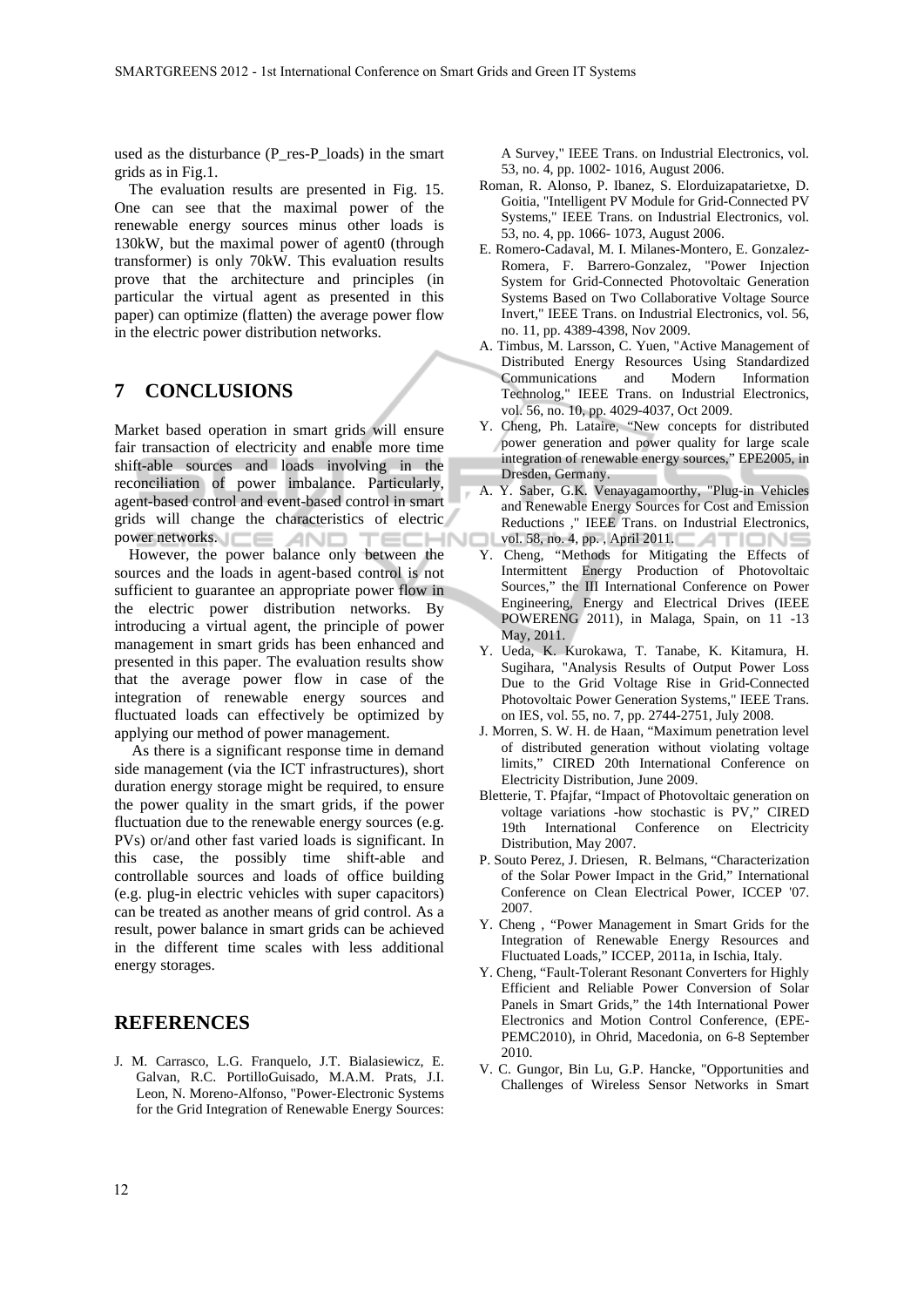used as the disturbance (P_res-P_loads) in the smart grids as in Fig.1.

The evaluation results are presented in Fig. 15. One can see that the maximal power of the renewable energy sources minus other loads is 130kW, but the maximal power of agent0 (through transformer) is only 70kW. This evaluation results prove that the architecture and principles (in particular the virtual agent as presented in this paper) can optimize (flatten) the average power flow in the electric power distribution networks.

## 7 CONCLUSIONS

Market based operation in smart grids will ensure fair transaction of electricity and enable more time shift-able sources and loads involving in the reconciliation of power imbalance. Particularly, agent-based control and event-based control in smart grids will change the characteristics of electric power networks.

However, the power balance only between the sources and the loads in agent-based control is not sufficient to guarantee an appropriate power flow in the electric power distribution networks. By introducing a virtual agent, the principle of power management in smart grids has been enhanced and presented in this paper. The evaluation results show that the average power flow in case of the integration of renewable energy sources and fluctuated loads can effectively be optimized by applying our method of power management.

As there is a significant response time in demand side management (via the ICT infrastructures), short duration energy storage might be required, to ensure the power quality in the smart grids, if the power fluctuation due to the renewable energy sources (e.g. PVs) or/and other fast varied loads is significant. In this case, the possibly time shift-able and controllable sources and loads of office building (e.g. plug-in electric vehicles with super capacitors) can be treated as another means of grid control. As a result, power balance in smart grids can be achieved in the different time scales with less additional energy storages.

## REFERENCES

J. M. Carrasco, L.G. Franquelo, J.T. Bialasiewicz, E. Galvan, R.C. PortilloGuisado, M.A.M. Prats, J.I. Leon, N. Moreno-Alfonso, "Power-Electronic Systems for the Grid Integration of Renewable Energy Sources: A Survey," IEEE Trans. on Industrial Electronics, vol. 53, no. 4, pp. 1002- 1016, August 2006.

Roman, R. Alonso, P. Ibanez, S. Elorduizapatarietxe, D. Goitia, "Intelligent PV Module for Grid-Connected PV Systems," IEEE Trans. on Industrial Electronics, vol. 53, no. 4, pp. 1066- 1073, August 2006.

E. Romero-Cadaval, M. I. Milanes-Montero, E. Gonzalez-Romera, F. Barrero-Gonzalez, "Power Injection System for Grid-Connected Photovoltaic Generation Systems Based on Two Collaborative Voltage Source Invert," IEEE Trans. on Industrial Electronics, vol. 56, no. 11, pp. 4389-4398, Nov 2009.

A. Timbus, M. Larsson, C. Yuen, "Active Management of Distributed Energy Resources Using Standardized Communications and Modern Information Technolog," IEEE Trans. on Industrial Electronics, vol. 56, no. 10, pp. 4029-4037, Oct 2009.

Y. Cheng, Ph. Lataire, "New concepts for distributed power generation and power quality for large scale integration of renewable energy sources," EPE2005, in Dresden, Germany.

A. Y. Saber, G.K. Venayagamoorthy, "Plug-in Vehicles and Renewable Energy Sources for Cost and Emission Reductions ," IEEE Trans. on Industrial Electronics, vol. 58, no. 4, pp. , April 2011.

Y. Cheng, "Methods for Mitigating the Effects of Intermittent Energy Production of Photovoltaic Sources," the III International Conference on Power Engineering, Energy and Electrical Drives (IEEE POWERENG 2011), in Malaga, Spain, on 11 -13 May, 2011.

Y. Ueda, K. Kurokawa, T. Tanabe, K. Kitamura, H. Sugihara, "Analysis Results of Output Power Loss Due to the Grid Voltage Rise in Grid-Connected Photovoltaic Power Generation Systems," IEEE Trans. on IES, vol. 55, no. 7, pp. 2744-2751, July 2008.

J. Morren, S. W. H. de Haan, "Maximum penetration level of distributed generation without violating voltage limits," CIRED 20th International Conference on Electricity Distribution, June 2009.

Bletterie, T. Pfajfar, "Impact of Photovoltaic generation on voltage variations -how stochastic is PV," CIRED 19th International Conference on Electricity Distribution, May 2007.

P. Souto Perez, J. Driesen, R. Belmans, "Characterization of the Solar Power Impact in the Grid," International Conference on Clean Electrical Power, ICCEP '07. 2007.

Y. Cheng , "Power Management in Smart Grids for the Integration of Renewable Energy Resources and Fluctuated Loads," ICCEP, 2011a, in Ischia, Italy.

Y. Cheng, "Fault-Tolerant Resonant Converters for Highly Efficient and Reliable Power Conversion of Solar Panels in Smart Grids," the 14th International Power Electronics and Motion Control Conference, (EPE-PEMC2010), in Ohrid, Macedonia, on 6-8 September 2010.

V. C. Gungor, Bin Lu, G.P. Hancke, "Opportunities and Challenges of Wireless Sensor Networks in Smart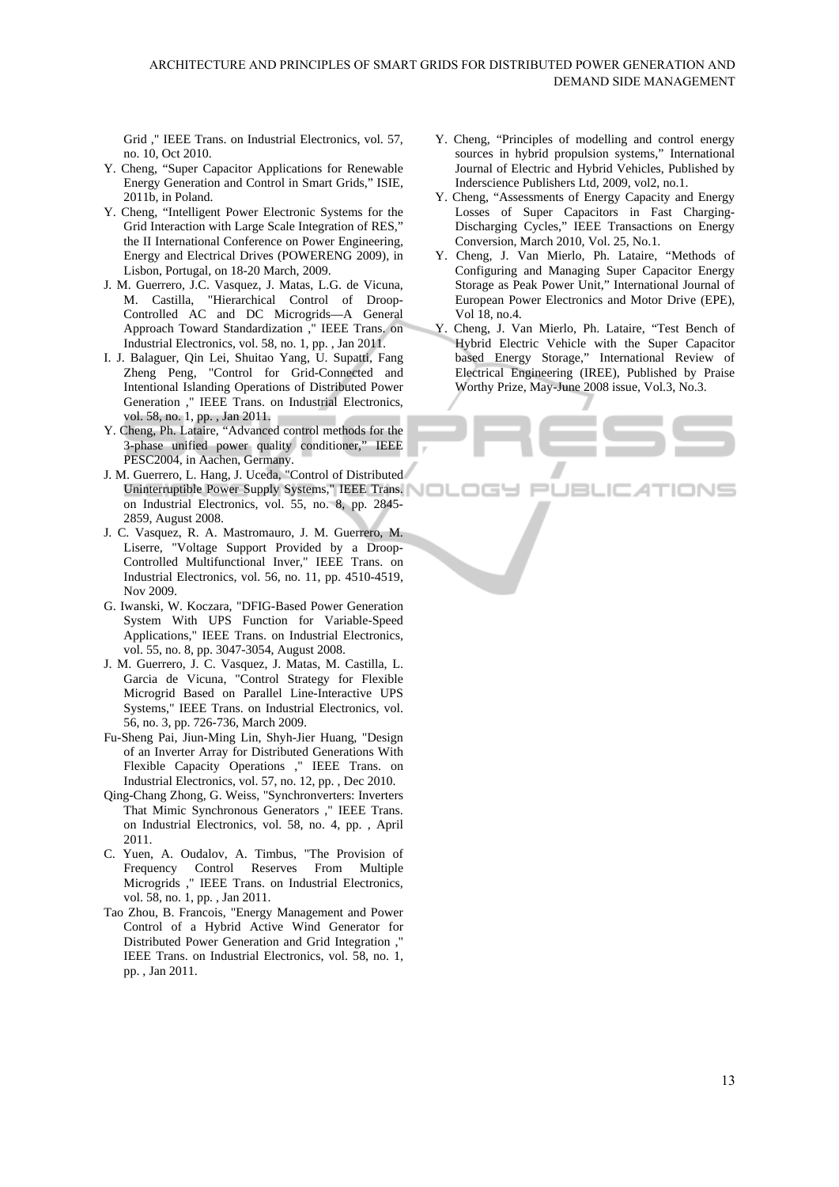Grid ," IEEE Trans. on Industrial Electronics, vol. 57, no. 10, Oct 2010.

Y. Cheng, "Super Capacitor Applications for Renewable Energy Generation and Control in Smart Grids," ISIE, 2011b, in Poland.

Y. Cheng, "Intelligent Power Electronic Systems for the Grid Interaction with Large Scale Integration of RES," the II International Conference on Power Engineering, Energy and Electrical Drives (POWERENG 2009), in Lisbon, Portugal, on 18-20 March, 2009.

J. M. Guerrero, J.C. Vasquez, J. Matas, L.G. de Vicuna, M. Castilla, "Hierarchical Control of Droop-Controlled AC and DC Microgrids—A General Approach Toward Standardization ," IEEE Trans. on Industrial Electronics, vol. 58, no. 1, pp. , Jan 2011.

I. J. Balaguer, Qin Lei, Shuitao Yang, U. Supatti, Fang Zheng Peng, "Control for Grid-Connected and Intentional Islanding Operations of Distributed Power Generation ," IEEE Trans. on Industrial Electronics, vol. 58, no. 1, pp. , Jan 2011.

Y. Cheng, Ph. Lataire, "Advanced control methods for the 3-phase unified power quality conditioner," IEEE PESC2004, in Aachen, Germany.

J. M. Guerrero, L. Hang, J. Uceda, "Control of Distributed Uninterruptible Power Supply Systems," IEEE Trans. on Industrial Electronics, vol. 55, no. 8, pp. 2845-2859, August 2008.

J. C. Vasquez, R. A. Mastromauro, J. M. Guerrero, M. Liserre, "Voltage Support Provided by a Droop-Controlled Multifunctional Inver," IEEE Trans. on Industrial Electronics, vol. 56, no. 11, pp. 4510-4519, Nov 2009.

G. Iwanski, W. Koczara, "DFIG-Based Power Generation System With UPS Function for Variable-Speed Applications," IEEE Trans. on Industrial Electronics, vol. 55, no. 8, pp. 3047-3054, August 2008.

J. M. Guerrero, J. C. Vasquez, J. Matas, M. Castilla, L. Garcia de Vicuna, "Control Strategy for Flexible Microgrid Based on Parallel Line-Interactive UPS Systems," IEEE Trans. on Industrial Electronics, vol. 56, no. 3, pp. 726-736, March 2009.

Fu-Sheng Pai, Jiun-Ming Lin, Shyh-Jier Huang, "Design of an Inverter Array for Distributed Generations With Flexible Capacity Operations ," IEEE Trans. on Industrial Electronics, vol. 57, no. 12, pp. , Dec 2010.

Qing-Chang Zhong, G. Weiss, "Synchronverters: Inverters That Mimic Synchronous Generators ," IEEE Trans. on Industrial Electronics, vol. 58, no. 4, pp. , April 2011.

C. Yuen, A. Oudalov, A. Timbus, "The Provision of Frequency Control Reserves From Multiple Microgrids ," IEEE Trans. on Industrial Electronics, vol. 58, no. 1, pp. , Jan 2011.

Tao Zhou, B. Francois, "Energy Management and Power Control of a Hybrid Active Wind Generator for Distributed Power Generation and Grid Integration ," IEEE Trans. on Industrial Electronics, vol. 58, no. 1, pp. , Jan 2011.

Y. Cheng, "Principles of modelling and control energy sources in hybrid propulsion systems," International Journal of Electric and Hybrid Vehicles, Published by Inderscience Publishers Ltd, 2009, vol2, no.1.

Y. Cheng, "Assessments of Energy Capacity and Energy Losses of Super Capacitors in Fast Charging-Discharging Cycles," IEEE Transactions on Energy Conversion, March 2010, Vol. 25, No.1.

Y. Cheng, J. Van Mierlo, Ph. Lataire, "Methods of Configuring and Managing Super Capacitor Energy Storage as Peak Power Unit," International Journal of European Power Electronics and Motor Drive (EPE), Vol 18, no.4.

Y. Cheng, J. Van Mierlo, Ph. Lataire, "Test Bench of Hybrid Electric Vehicle with the Super Capacitor based Energy Storage," International Review of Electrical Engineering (IREE), Published by Praise Worthy Prize, May-June 2008 issue, Vol.3, No.3.